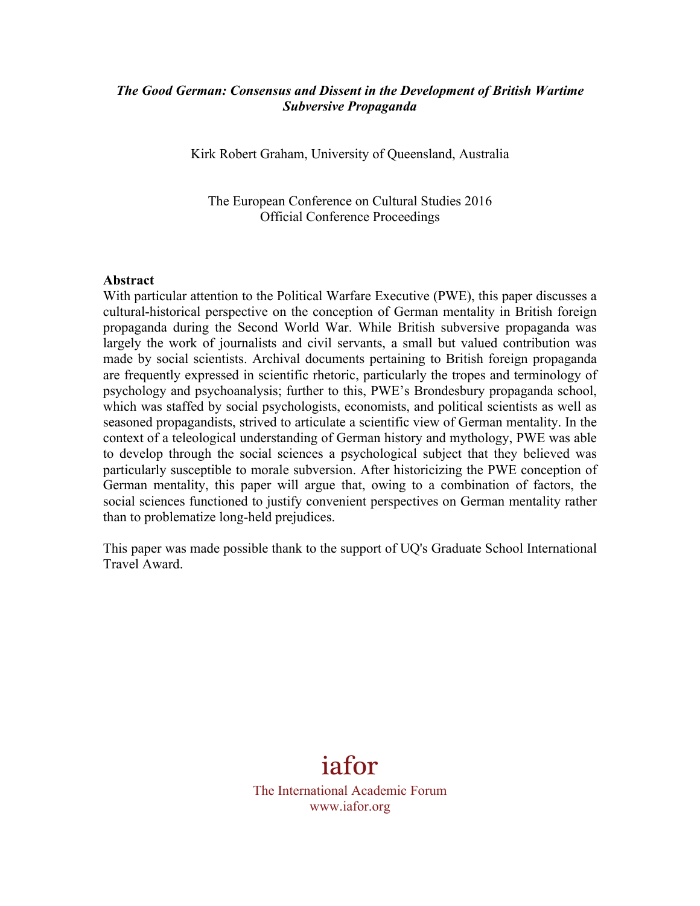***The Good German: Consensus and Dissent in the Development of British Wartime Subversive Propaganda***

Kirk Robert Graham, University of Queensland, Australia

The European Conference on Cultural Studies 2016
Official Conference Proceedings

**Abstract**

With particular attention to the Political Warfare Executive (PWE), this paper discusses a cultural-historical perspective on the conception of German mentality in British foreign propaganda during the Second World War. While British subversive propaganda was largely the work of journalists and civil servants, a small but valued contribution was made by social scientists. Archival documents pertaining to British foreign propaganda are frequently expressed in scientific rhetoric, particularly the tropes and terminology of psychology and psychoanalysis; further to this, PWE's Brondesbury propaganda school, which was staffed by social psychologists, economists, and political scientists as well as seasoned propagandists, strived to articulate a scientific view of German mentality. In the context of a teleological understanding of German history and mythology, PWE was able to develop through the social sciences a psychological subject that they believed was particularly susceptible to morale subversion. After historicizing the PWE conception of German mentality, this paper will argue that, owing to a combination of factors, the social sciences functioned to justify convenient perspectives on German mentality rather than to problematize long-held prejudices.

This paper was made possible thank to the support of UQ's Graduate School International Travel Award.

iafor
The International Academic Forum
www.iafor.org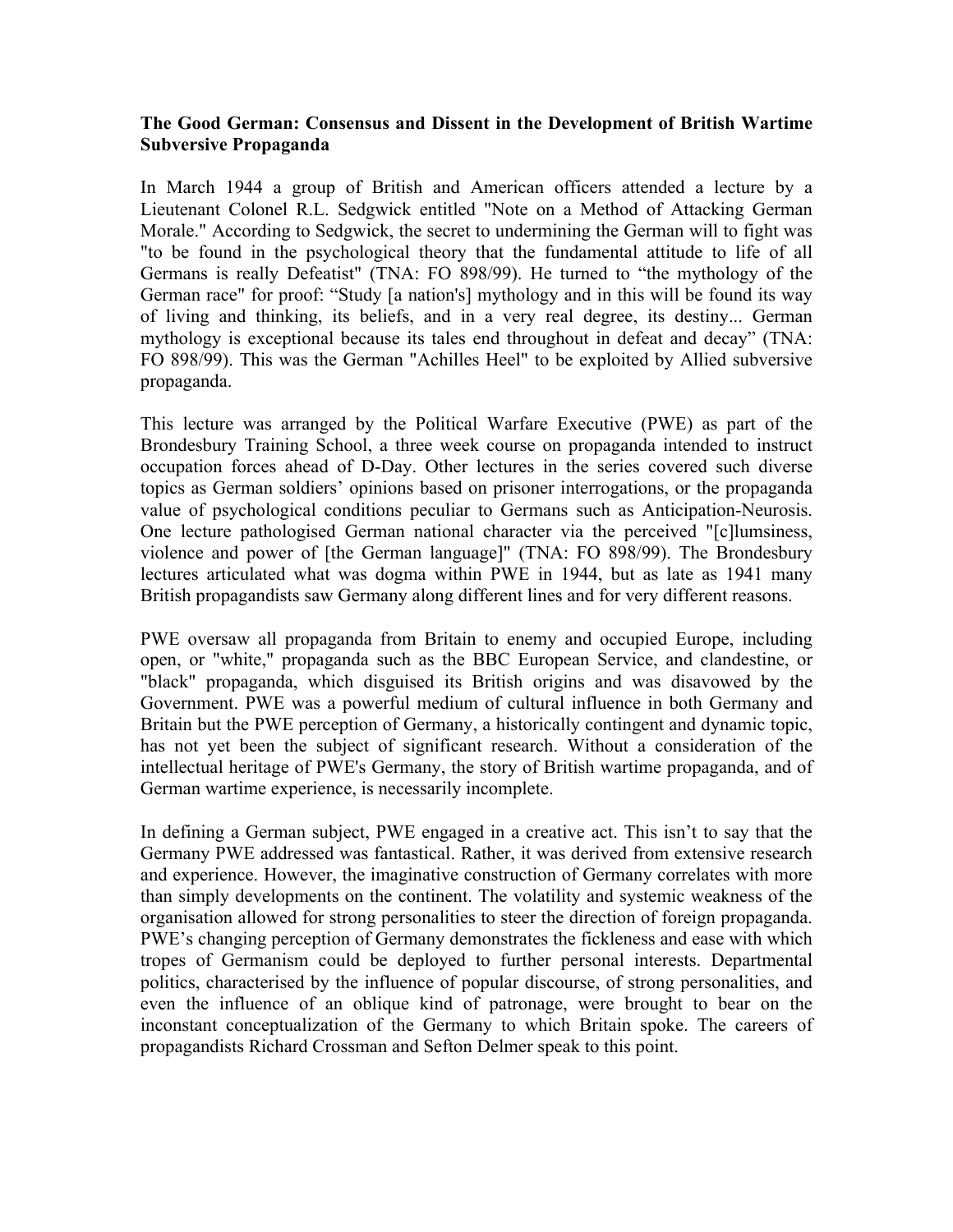**The Good German: Consensus and Dissent in the Development of British Wartime Subversive Propaganda**

In March 1944 a group of British and American officers attended a lecture by a Lieutenant Colonel R.L. Sedgwick entitled "Note on a Method of Attacking German Morale." According to Sedgwick, the secret to undermining the German will to fight was "to be found in the psychological theory that the fundamental attitude to life of all Germans is really Defeatist" (TNA: FO 898/99). He turned to "the mythology of the German race" for proof: "Study [a nation's] mythology and in this will be found its way of living and thinking, its beliefs, and in a very real degree, its destiny... German mythology is exceptional because its tales end throughout in defeat and decay" (TNA: FO 898/99). This was the German "Achilles Heel" to be exploited by Allied subversive propaganda.

This lecture was arranged by the Political Warfare Executive (PWE) as part of the Brondesbury Training School, a three week course on propaganda intended to instruct occupation forces ahead of D-Day. Other lectures in the series covered such diverse topics as German soldiers' opinions based on prisoner interrogations, or the propaganda value of psychological conditions peculiar to Germans such as Anticipation-Neurosis. One lecture pathologised German national character via the perceived "[c]lumsiness, violence and power of [the German language]" (TNA: FO 898/99). The Brondesbury lectures articulated what was dogma within PWE in 1944, but as late as 1941 many British propagandists saw Germany along different lines and for very different reasons.

PWE oversaw all propaganda from Britain to enemy and occupied Europe, including open, or "white," propaganda such as the BBC European Service, and clandestine, or "black" propaganda, which disguised its British origins and was disavowed by the Government. PWE was a powerful medium of cultural influence in both Germany and Britain but the PWE perception of Germany, a historically contingent and dynamic topic, has not yet been the subject of significant research. Without a consideration of the intellectual heritage of PWE's Germany, the story of British wartime propaganda, and of German wartime experience, is necessarily incomplete.

In defining a German subject, PWE engaged in a creative act. This isn't to say that the Germany PWE addressed was fantastical. Rather, it was derived from extensive research and experience. However, the imaginative construction of Germany correlates with more than simply developments on the continent. The volatility and systemic weakness of the organisation allowed for strong personalities to steer the direction of foreign propaganda. PWE's changing perception of Germany demonstrates the fickleness and ease with which tropes of Germanism could be deployed to further personal interests. Departmental politics, characterised by the influence of popular discourse, of strong personalities, and even the influence of an oblique kind of patronage, were brought to bear on the inconstant conceptualization of the Germany to which Britain spoke. The careers of propagandists Richard Crossman and Sefton Delmer speak to this point.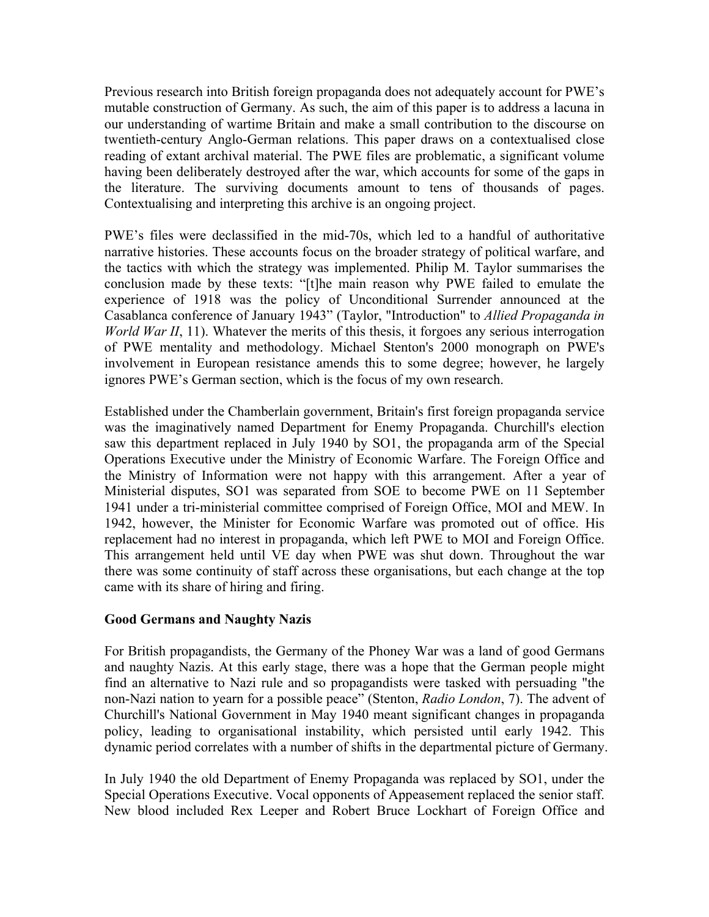Previous research into British foreign propaganda does not adequately account for PWE's mutable construction of Germany. As such, the aim of this paper is to address a lacuna in our understanding of wartime Britain and make a small contribution to the discourse on twentieth-century Anglo-German relations. This paper draws on a contextualised close reading of extant archival material. The PWE files are problematic, a significant volume having been deliberately destroyed after the war, which accounts for some of the gaps in the literature. The surviving documents amount to tens of thousands of pages. Contextualising and interpreting this archive is an ongoing project.

PWE's files were declassified in the mid-70s, which led to a handful of authoritative narrative histories. These accounts focus on the broader strategy of political warfare, and the tactics with which the strategy was implemented. Philip M. Taylor summarises the conclusion made by these texts: "[t]he main reason why PWE failed to emulate the experience of 1918 was the policy of Unconditional Surrender announced at the Casablanca conference of January 1943" (Taylor, "Introduction" to *Allied Propaganda in World War II*, 11). Whatever the merits of this thesis, it forgoes any serious interrogation of PWE mentality and methodology. Michael Stenton's 2000 monograph on PWE's involvement in European resistance amends this to some degree; however, he largely ignores PWE's German section, which is the focus of my own research.

Established under the Chamberlain government, Britain's first foreign propaganda service was the imaginatively named Department for Enemy Propaganda. Churchill's election saw this department replaced in July 1940 by SO1, the propaganda arm of the Special Operations Executive under the Ministry of Economic Warfare. The Foreign Office and the Ministry of Information were not happy with this arrangement. After a year of Ministerial disputes, SO1 was separated from SOE to become PWE on 11 September 1941 under a tri-ministerial committee comprised of Foreign Office, MOI and MEW. In 1942, however, the Minister for Economic Warfare was promoted out of office. His replacement had no interest in propaganda, which left PWE to MOI and Foreign Office. This arrangement held until VE day when PWE was shut down. Throughout the war there was some continuity of staff across these organisations, but each change at the top came with its share of hiring and firing.

## Good Germans and Naughty Nazis

For British propagandists, the Germany of the Phoney War was a land of good Germans and naughty Nazis. At this early stage, there was a hope that the German people might find an alternative to Nazi rule and so propagandists were tasked with persuading "the non-Nazi nation to yearn for a possible peace" (Stenton, *Radio London*, 7). The advent of Churchill's National Government in May 1940 meant significant changes in propaganda policy, leading to organisational instability, which persisted until early 1942. This dynamic period correlates with a number of shifts in the departmental picture of Germany.

In July 1940 the old Department of Enemy Propaganda was replaced by SO1, under the Special Operations Executive. Vocal opponents of Appeasement replaced the senior staff. New blood included Rex Leeper and Robert Bruce Lockhart of Foreign Office and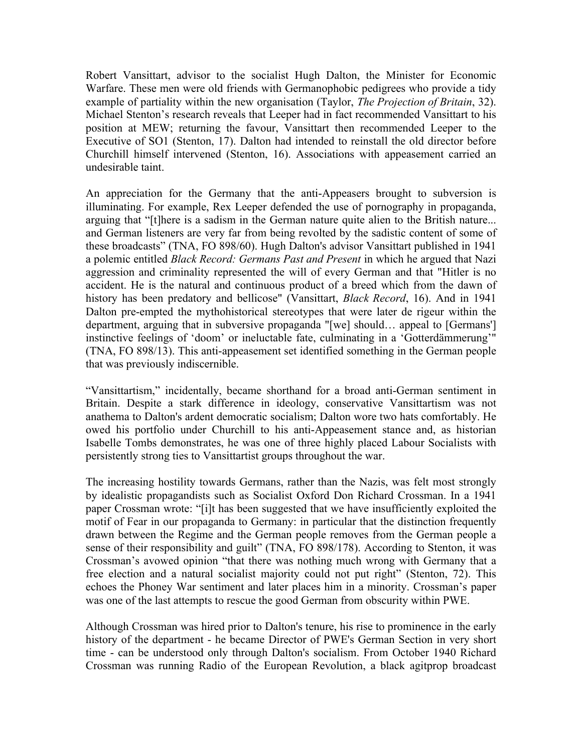Robert Vansittart, advisor to the socialist Hugh Dalton, the Minister for Economic Warfare. These men were old friends with Germanophobic pedigrees who provide a tidy example of partiality within the new organisation (Taylor, *The Projection of Britain*, 32). Michael Stenton's research reveals that Leeper had in fact recommended Vansittart to his position at MEW; returning the favour, Vansittart then recommended Leeper to the Executive of SO1 (Stenton, 17). Dalton had intended to reinstall the old director before Churchill himself intervened (Stenton, 16). Associations with appeasement carried an undesirable taint.

An appreciation for the Germany that the anti-Appeasers brought to subversion is illuminating. For example, Rex Leeper defended the use of pornography in propaganda, arguing that "[t]here is a sadism in the German nature quite alien to the British nature... and German listeners are very far from being revolted by the sadistic content of some of these broadcasts" (TNA, FO 898/60). Hugh Dalton's advisor Vansittart published in 1941 a polemic entitled *Black Record: Germans Past and Present* in which he argued that Nazi aggression and criminality represented the will of every German and that "Hitler is no accident. He is the natural and continuous product of a breed which from the dawn of history has been predatory and bellicose" (Vansittart, *Black Record*, 16). And in 1941 Dalton pre-empted the mythohistorical stereotypes that were later de rigeur within the department, arguing that in subversive propaganda "[we] should… appeal to [Germans'] instinctive feelings of 'doom' or ineluctable fate, culminating in a 'Gotterdämmerung'" (TNA, FO 898/13). This anti-appeasement set identified something in the German people that was previously indiscernible.

"Vansittartism," incidentally, became shorthand for a broad anti-German sentiment in Britain. Despite a stark difference in ideology, conservative Vansittartism was not anathema to Dalton's ardent democratic socialism; Dalton wore two hats comfortably. He owed his portfolio under Churchill to his anti-Appeasement stance and, as historian Isabelle Tombs demonstrates, he was one of three highly placed Labour Socialists with persistently strong ties to Vansittartist groups throughout the war.

The increasing hostility towards Germans, rather than the Nazis, was felt most strongly by idealistic propagandists such as Socialist Oxford Don Richard Crossman. In a 1941 paper Crossman wrote: "[i]t has been suggested that we have insufficiently exploited the motif of Fear in our propaganda to Germany: in particular that the distinction frequently drawn between the Regime and the German people removes from the German people a sense of their responsibility and guilt" (TNA, FO 898/178). According to Stenton, it was Crossman's avowed opinion "that there was nothing much wrong with Germany that a free election and a natural socialist majority could not put right" (Stenton, 72). This echoes the Phoney War sentiment and later places him in a minority. Crossman's paper was one of the last attempts to rescue the good German from obscurity within PWE.

Although Crossman was hired prior to Dalton's tenure, his rise to prominence in the early history of the department - he became Director of PWE's German Section in very short time - can be understood only through Dalton's socialism. From October 1940 Richard Crossman was running Radio of the European Revolution, a black agitprop broadcast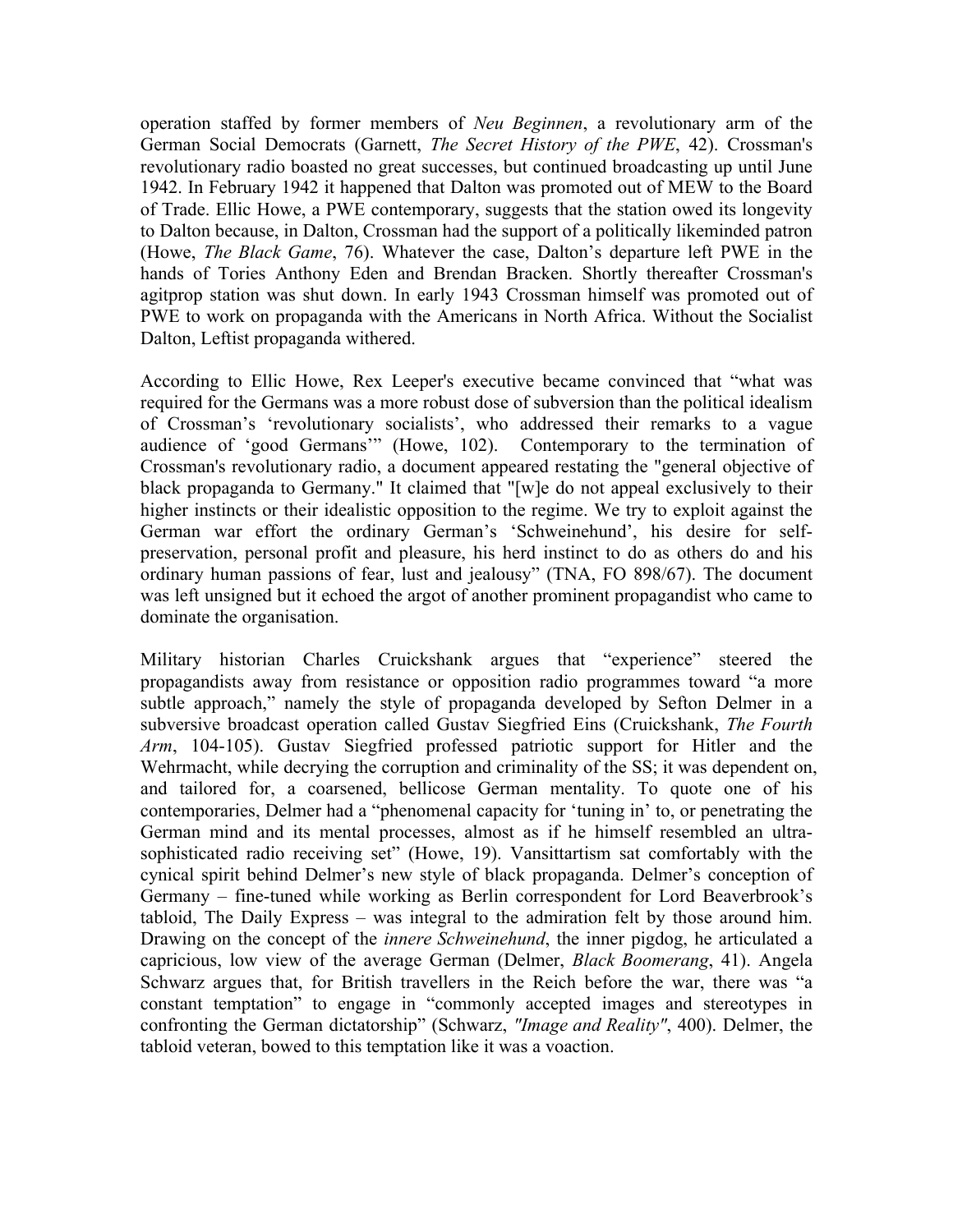operation staffed by former members of *Neu Beginnen*, a revolutionary arm of the German Social Democrats (Garnett, *The Secret History of the PWE*, 42). Crossman's revolutionary radio boasted no great successes, but continued broadcasting up until June 1942. In February 1942 it happened that Dalton was promoted out of MEW to the Board of Trade. Ellic Howe, a PWE contemporary, suggests that the station owed its longevity to Dalton because, in Dalton, Crossman had the support of a politically likeminded patron (Howe, *The Black Game*, 76). Whatever the case, Dalton's departure left PWE in the hands of Tories Anthony Eden and Brendan Bracken. Shortly thereafter Crossman's agitprop station was shut down. In early 1943 Crossman himself was promoted out of PWE to work on propaganda with the Americans in North Africa. Without the Socialist Dalton, Leftist propaganda withered.

According to Ellic Howe, Rex Leeper's executive became convinced that "what was required for the Germans was a more robust dose of subversion than the political idealism of Crossman's 'revolutionary socialists', who addressed their remarks to a vague audience of 'good Germans'" (Howe, 102). Contemporary to the termination of Crossman's revolutionary radio, a document appeared restating the "general objective of black propaganda to Germany." It claimed that "[w]e do not appeal exclusively to their higher instincts or their idealistic opposition to the regime. We try to exploit against the German war effort the ordinary German's 'Schweinehund', his desire for self-preservation, personal profit and pleasure, his herd instinct to do as others do and his ordinary human passions of fear, lust and jealousy" (TNA, FO 898/67). The document was left unsigned but it echoed the argot of another prominent propagandist who came to dominate the organisation.

Military historian Charles Cruickshank argues that "experience" steered the propagandists away from resistance or opposition radio programmes toward "a more subtle approach," namely the style of propaganda developed by Sefton Delmer in a subversive broadcast operation called Gustav Siegfried Eins (Cruickshank, *The Fourth Arm*, 104-105). Gustav Siegfried professed patriotic support for Hitler and the Wehrmacht, while decrying the corruption and criminality of the SS; it was dependent on, and tailored for, a coarsened, bellicose German mentality. To quote one of his contemporaries, Delmer had a "phenomenal capacity for 'tuning in' to, or penetrating the German mind and its mental processes, almost as if he himself resembled an ultra-sophisticated radio receiving set" (Howe, 19). Vansittartism sat comfortably with the cynical spirit behind Delmer's new style of black propaganda. Delmer's conception of Germany – fine-tuned while working as Berlin correspondent for Lord Beaverbrook's tabloid, The Daily Express – was integral to the admiration felt by those around him. Drawing on the concept of the *innere Schweinehund*, the inner pigdog, he articulated a capricious, low view of the average German (Delmer, *Black Boomerang*, 41). Angela Schwarz argues that, for British travellers in the Reich before the war, there was "a constant temptation" to engage in "commonly accepted images and stereotypes in confronting the German dictatorship" (Schwarz, *"Image and Reality"*, 400). Delmer, the tabloid veteran, bowed to this temptation like it was a voaction.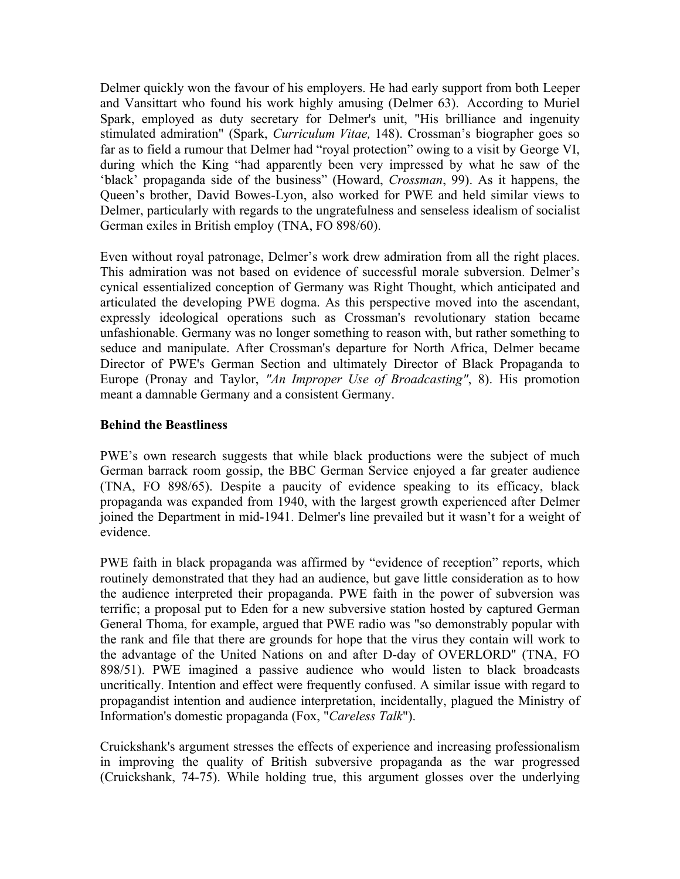Delmer quickly won the favour of his employers. He had early support from both Leeper and Vansittart who found his work highly amusing (Delmer 63). According to Muriel Spark, employed as duty secretary for Delmer's unit, "His brilliance and ingenuity stimulated admiration" (Spark, *Curriculum Vitae,* 148). Crossman's biographer goes so far as to field a rumour that Delmer had "royal protection" owing to a visit by George VI, during which the King "had apparently been very impressed by what he saw of the 'black' propaganda side of the business" (Howard, *Crossman*, 99). As it happens, the Queen's brother, David Bowes-Lyon, also worked for PWE and held similar views to Delmer, particularly with regards to the ungratefulness and senseless idealism of socialist German exiles in British employ (TNA, FO 898/60).

Even without royal patronage, Delmer's work drew admiration from all the right places. This admiration was not based on evidence of successful morale subversion. Delmer's cynical essentialized conception of Germany was Right Thought, which anticipated and articulated the developing PWE dogma. As this perspective moved into the ascendant, expressly ideological operations such as Crossman's revolutionary station became unfashionable. Germany was no longer something to reason with, but rather something to seduce and manipulate. After Crossman's departure for North Africa, Delmer became Director of PWE's German Section and ultimately Director of Black Propaganda to Europe (Pronay and Taylor, *"An Improper Use of Broadcasting"*, 8). His promotion meant a damnable Germany and a consistent Germany.

**Behind the Beastliness**

PWE's own research suggests that while black productions were the subject of much German barrack room gossip, the BBC German Service enjoyed a far greater audience (TNA, FO 898/65). Despite a paucity of evidence speaking to its efficacy, black propaganda was expanded from 1940, with the largest growth experienced after Delmer joined the Department in mid-1941. Delmer's line prevailed but it wasn't for a weight of evidence.

PWE faith in black propaganda was affirmed by "evidence of reception" reports, which routinely demonstrated that they had an audience, but gave little consideration as to how the audience interpreted their propaganda. PWE faith in the power of subversion was terrific; a proposal put to Eden for a new subversive station hosted by captured German General Thoma, for example, argued that PWE radio was "so demonstrably popular with the rank and file that there are grounds for hope that the virus they contain will work to the advantage of the United Nations on and after D-day of OVERLORD" (TNA, FO 898/51). PWE imagined a passive audience who would listen to black broadcasts uncritically. Intention and effect were frequently confused. A similar issue with regard to propagandist intention and audience interpretation, incidentally, plagued the Ministry of Information's domestic propaganda (Fox, "*Careless Talk*").

Cruickshank's argument stresses the effects of experience and increasing professionalism in improving the quality of British subversive propaganda as the war progressed (Cruickshank, 74-75). While holding true, this argument glosses over the underlying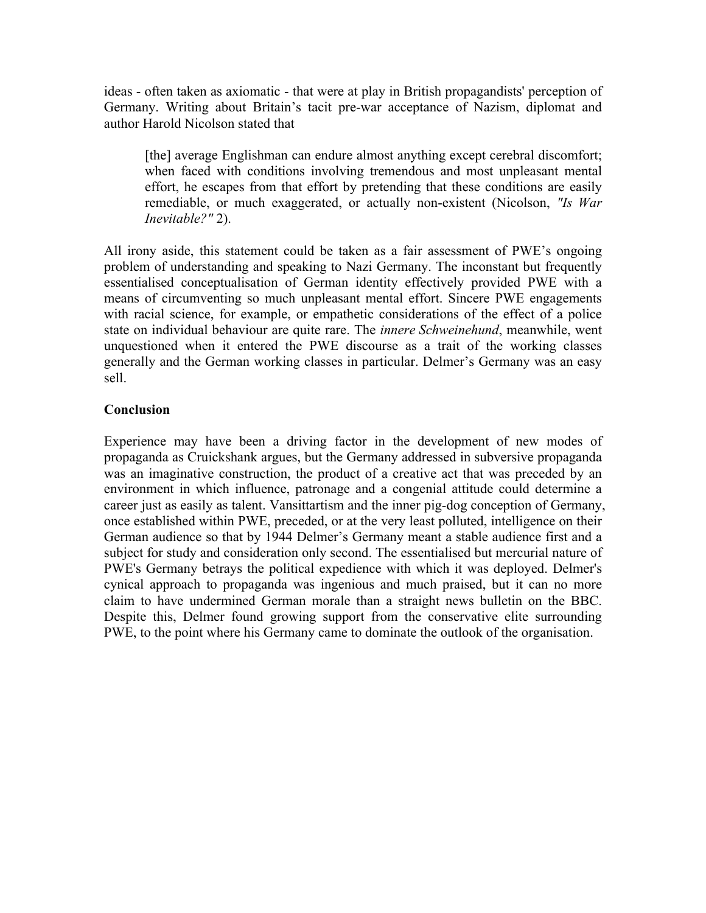ideas - often taken as axiomatic - that were at play in British propagandists' perception of Germany. Writing about Britain's tacit pre-war acceptance of Nazism, diplomat and author Harold Nicolson stated that

> [the] average Englishman can endure almost anything except cerebral discomfort; when faced with conditions involving tremendous and most unpleasant mental effort, he escapes from that effort by pretending that these conditions are easily remediable, or much exaggerated, or actually non-existent (Nicolson, *"Is War Inevitable?"* 2).

All irony aside, this statement could be taken as a fair assessment of PWE's ongoing problem of understanding and speaking to Nazi Germany. The inconstant but frequently essentialised conceptualisation of German identity effectively provided PWE with a means of circumventing so much unpleasant mental effort. Sincere PWE engagements with racial science, for example, or empathetic considerations of the effect of a police state on individual behaviour are quite rare. The *innere Schweinehund*, meanwhile, went unquestioned when it entered the PWE discourse as a trait of the working classes generally and the German working classes in particular. Delmer's Germany was an easy sell.

## Conclusion

Experience may have been a driving factor in the development of new modes of propaganda as Cruickshank argues, but the Germany addressed in subversive propaganda was an imaginative construction, the product of a creative act that was preceded by an environment in which influence, patronage and a congenial attitude could determine a career just as easily as talent. Vansittartism and the inner pig-dog conception of Germany, once established within PWE, preceded, or at the very least polluted, intelligence on their German audience so that by 1944 Delmer's Germany meant a stable audience first and a subject for study and consideration only second. The essentialised but mercurial nature of PWE's Germany betrays the political expedience with which it was deployed. Delmer's cynical approach to propaganda was ingenious and much praised, but it can no more claim to have undermined German morale than a straight news bulletin on the BBC. Despite this, Delmer found growing support from the conservative elite surrounding PWE, to the point where his Germany came to dominate the outlook of the organisation.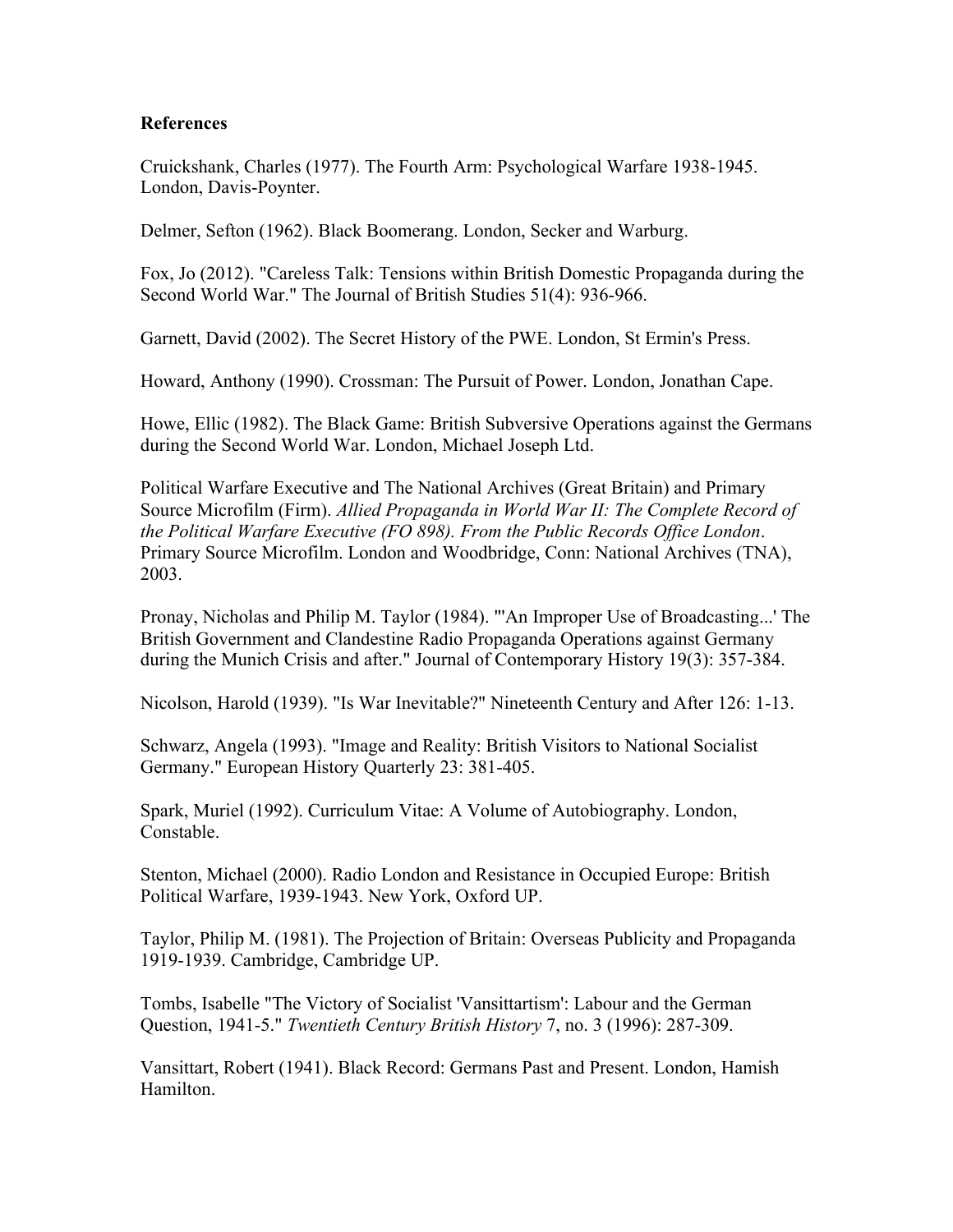**References**

Cruickshank, Charles (1977). The Fourth Arm: Psychological Warfare 1938-1945. London, Davis-Poynter.

Delmer, Sefton (1962). Black Boomerang. London, Secker and Warburg.

Fox, Jo (2012). "Careless Talk: Tensions within British Domestic Propaganda during the Second World War." The Journal of British Studies 51(4): 936-966.

Garnett, David (2002). The Secret History of the PWE. London, St Ermin's Press.

Howard, Anthony (1990). Crossman: The Pursuit of Power. London, Jonathan Cape.

Howe, Ellic (1982). The Black Game: British Subversive Operations against the Germans during the Second World War. London, Michael Joseph Ltd.

Political Warfare Executive and The National Archives (Great Britain) and Primary Source Microfilm (Firm). *Allied Propaganda in World War II: The Complete Record of the Political Warfare Executive (FO 898). From the Public Records Office London*. Primary Source Microfilm. London and Woodbridge, Conn: National Archives (TNA), 2003.

Pronay, Nicholas and Philip M. Taylor (1984). "'An Improper Use of Broadcasting...' The British Government and Clandestine Radio Propaganda Operations against Germany during the Munich Crisis and after." Journal of Contemporary History 19(3): 357-384.

Nicolson, Harold (1939). "Is War Inevitable?" Nineteenth Century and After 126: 1-13.

Schwarz, Angela (1993). "Image and Reality: British Visitors to National Socialist Germany." European History Quarterly 23: 381-405.

Spark, Muriel (1992). Curriculum Vitae: A Volume of Autobiography. London, Constable.

Stenton, Michael (2000). Radio London and Resistance in Occupied Europe: British Political Warfare, 1939-1943. New York, Oxford UP.

Taylor, Philip M. (1981). The Projection of Britain: Overseas Publicity and Propaganda 1919-1939. Cambridge, Cambridge UP.

Tombs, Isabelle "The Victory of Socialist 'Vansittartism': Labour and the German Question, 1941-5." *Twentieth Century British History* 7, no. 3 (1996): 287-309.

Vansittart, Robert (1941). Black Record: Germans Past and Present. London, Hamish Hamilton.